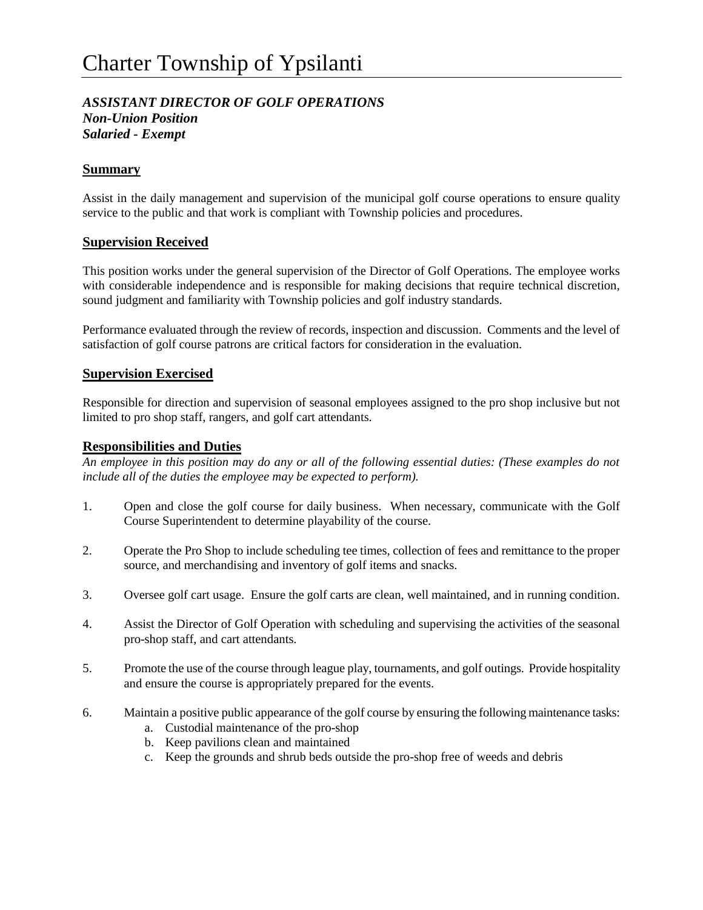# Charter Township of Ypsilanti

***ASSISTANT DIRECTOR OF GOLF OPERATIONS***
***Non-Union Position***
***Salaried - Exempt***

## Summary

Assist in the daily management and supervision of the municipal golf course operations to ensure quality service to the public and that work is compliant with Township policies and procedures.

## Supervision Received

This position works under the general supervision of the Director of Golf Operations. The employee works with considerable independence and is responsible for making decisions that require technical discretion, sound judgment and familiarity with Township policies and golf industry standards.

Performance evaluated through the review of records, inspection and discussion. Comments and the level of satisfaction of golf course patrons are critical factors for consideration in the evaluation.

## Supervision Exercised

Responsible for direction and supervision of seasonal employees assigned to the pro shop inclusive but not limited to pro shop staff, rangers, and golf cart attendants.

## Responsibilities and Duties

*An employee in this position may do any or all of the following essential duties: (These examples do not include all of the duties the employee may be expected to perform).*

1. Open and close the golf course for daily business. When necessary, communicate with the Golf Course Superintendent to determine playability of the course.

2. Operate the Pro Shop to include scheduling tee times, collection of fees and remittance to the proper source, and merchandising and inventory of golf items and snacks.

3. Oversee golf cart usage. Ensure the golf carts are clean, well maintained, and in running condition.

4. Assist the Director of Golf Operation with scheduling and supervising the activities of the seasonal pro-shop staff, and cart attendants.

5. Promote the use of the course through league play, tournaments, and golf outings. Provide hospitality and ensure the course is appropriately prepared for the events.

6. Maintain a positive public appearance of the golf course by ensuring the following maintenance tasks:
   a. Custodial maintenance of the pro-shop
   b. Keep pavilions clean and maintained
   c. Keep the grounds and shrub beds outside the pro-shop free of weeds and debris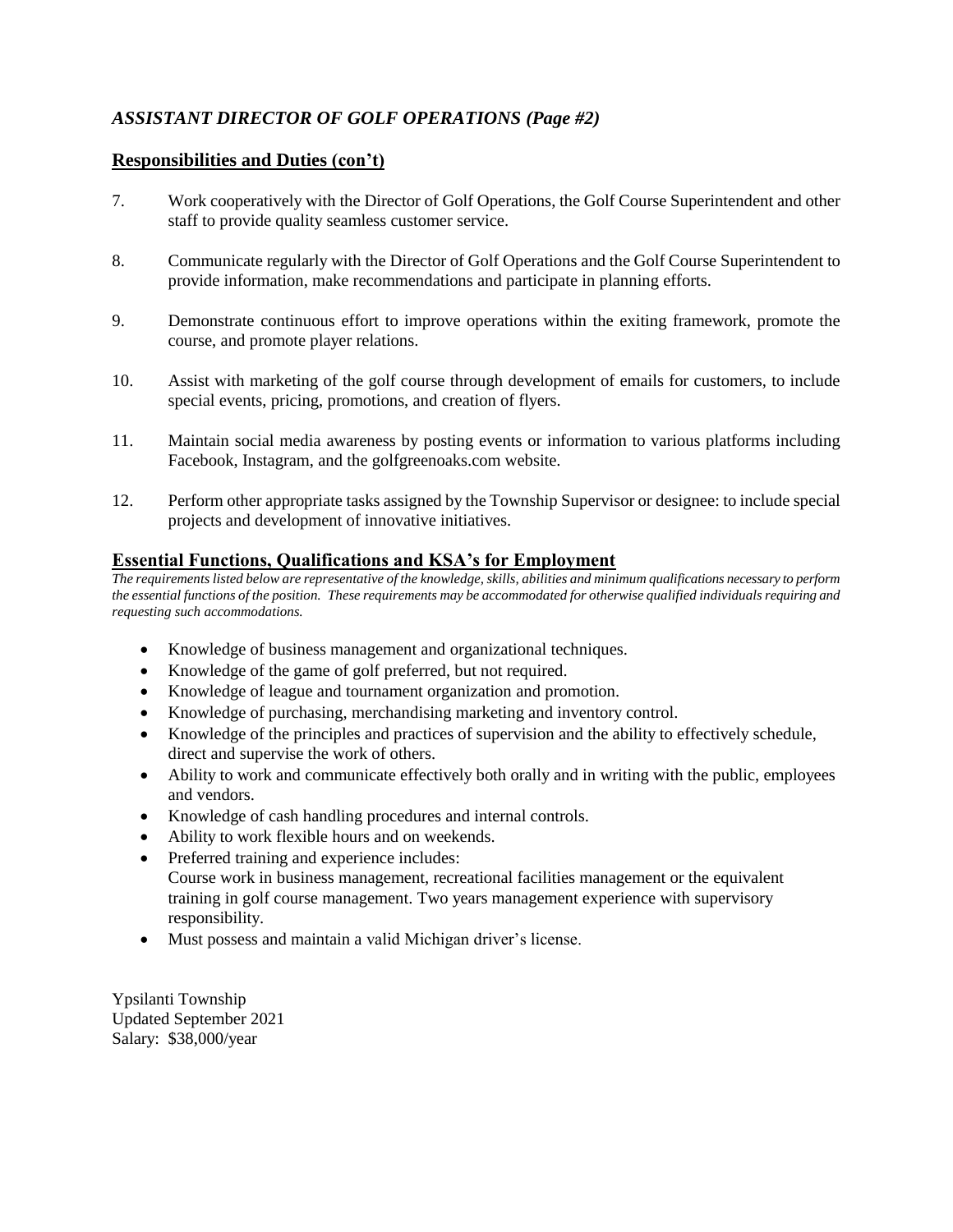## *ASSISTANT DIRECTOR OF GOLF OPERATIONS (Page #2)*

### Responsibilities and Duties (con't)

7. Work cooperatively with the Director of Golf Operations, the Golf Course Superintendent and other staff to provide quality seamless customer service.

8. Communicate regularly with the Director of Golf Operations and the Golf Course Superintendent to provide information, make recommendations and participate in planning efforts.

9. Demonstrate continuous effort to improve operations within the exiting framework, promote the course, and promote player relations.

10. Assist with marketing of the golf course through development of emails for customers, to include special events, pricing, promotions, and creation of flyers.

11. Maintain social media awareness by posting events or information to various platforms including Facebook, Instagram, and the golfgreenoaks.com website.

12. Perform other appropriate tasks assigned by the Township Supervisor or designee: to include special projects and development of innovative initiatives.

### Essential Functions, Qualifications and KSA's for Employment

*The requirements listed below are representative of the knowledge, skills, abilities and minimum qualifications necessary to perform the essential functions of the position. These requirements may be accommodated for otherwise qualified individuals requiring and requesting such accommodations.*

- Knowledge of business management and organizational techniques.
- Knowledge of the game of golf preferred, but not required.
- Knowledge of league and tournament organization and promotion.
- Knowledge of purchasing, merchandising marketing and inventory control.
- Knowledge of the principles and practices of supervision and the ability to effectively schedule, direct and supervise the work of others.
- Ability to work and communicate effectively both orally and in writing with the public, employees and vendors.
- Knowledge of cash handling procedures and internal controls.
- Ability to work flexible hours and on weekends.
- Preferred training and experience includes:
  Course work in business management, recreational facilities management or the equivalent training in golf course management. Two years management experience with supervisory responsibility.
- Must possess and maintain a valid Michigan driver's license.

Ypsilanti Township
Updated September 2021
Salary: $38,000/year